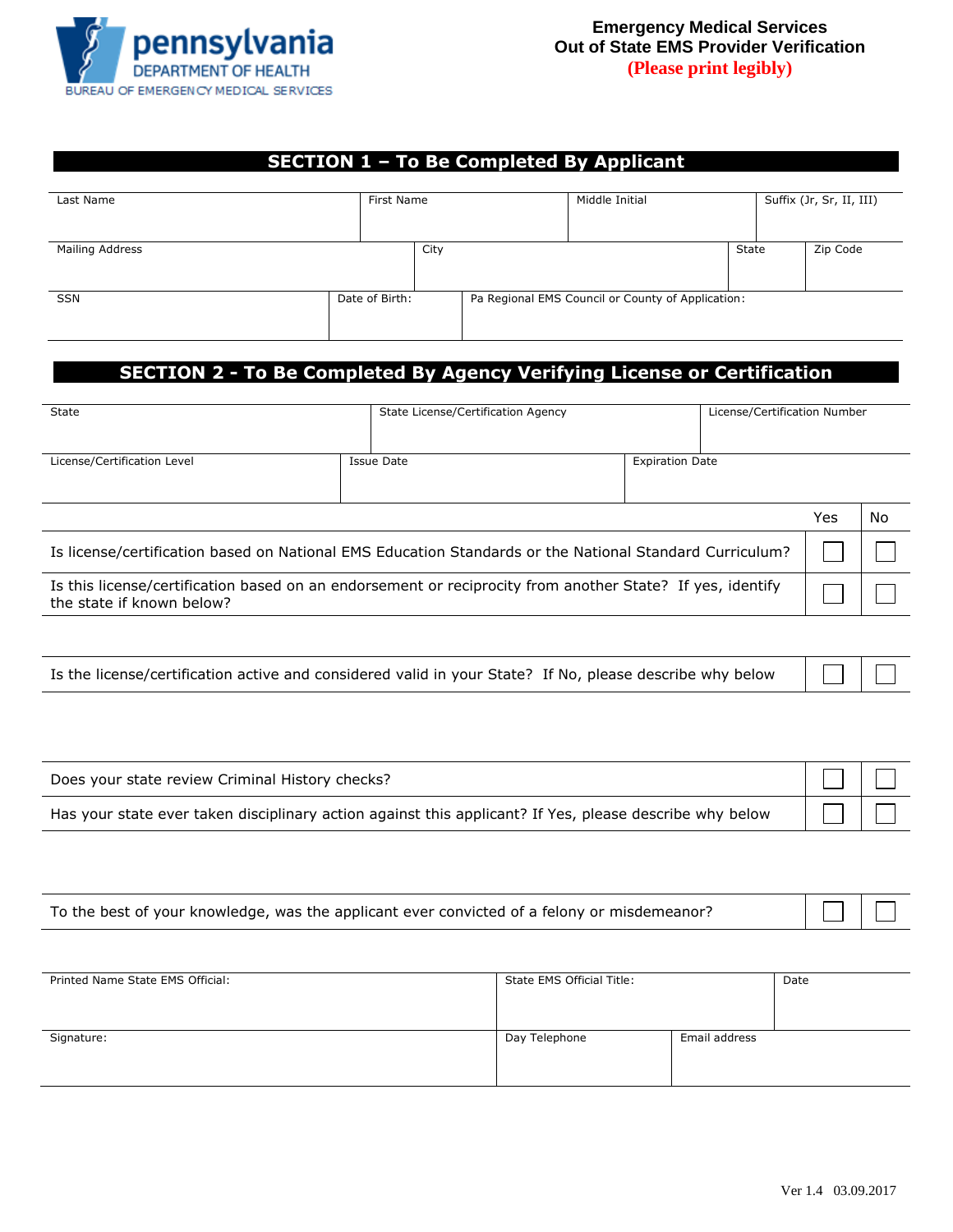pennsylvania
DEPARTMENT OF HEALTH
BUREAU OF EMERGENCY MEDICAL SERVICES

**Emergency Medical Services**
**Out of State EMS Provider Verification**
**(Please print legibly)**

## SECTION 1 – To Be Completed By Applicant

| Last Name | First Name | Middle Initial | Suffix (Jr, Sr, II, III) |
|---|---|---|---|
| | | | |

| Mailing Address | City | State | Zip Code |
|---|---|---|---|
| | | | |

| SSN | Date of Birth: | Pa Regional EMS Council or County of Application: |
|---|---|---|
| | | |

## SECTION 2 - To Be Completed By Agency Verifying License or Certification

| State | State License/Certification Agency | License/Certification Number |
|---|---|---|
| | | |

| License/Certification Level | Issue Date | Expiration Date |
|---|---|---|
| | | |

| | Yes | No |
|---|---|---|
| Is license/certification based on National EMS Education Standards or the National Standard Curriculum? | ☐ | ☐ |
| Is this license/certification based on an endorsement or reciprocity from another State? If yes, identify the state if known below? | ☐ | ☐ |

| | | |
|---|---|---|
| Is the license/certification active and considered valid in your State? If No, please describe why below | ☐ | ☐ |

| | | |
|---|---|---|
| Does your state review Criminal History checks? | ☐ | ☐ |
| Has your state ever taken disciplinary action against this applicant? If Yes, please describe why below | ☐ | ☐ |

| | | |
|---|---|---|
| To the best of your knowledge, was the applicant ever convicted of a felony or misdemeanor? | ☐ | ☐ |

| Printed Name State EMS Official: | State EMS Official Title: | | Date |
|---|---|---|---|
| | | | |
| **Signature:** | **Day Telephone** | **Email address** | |
| | | | |

Ver 1.4 03.09.2017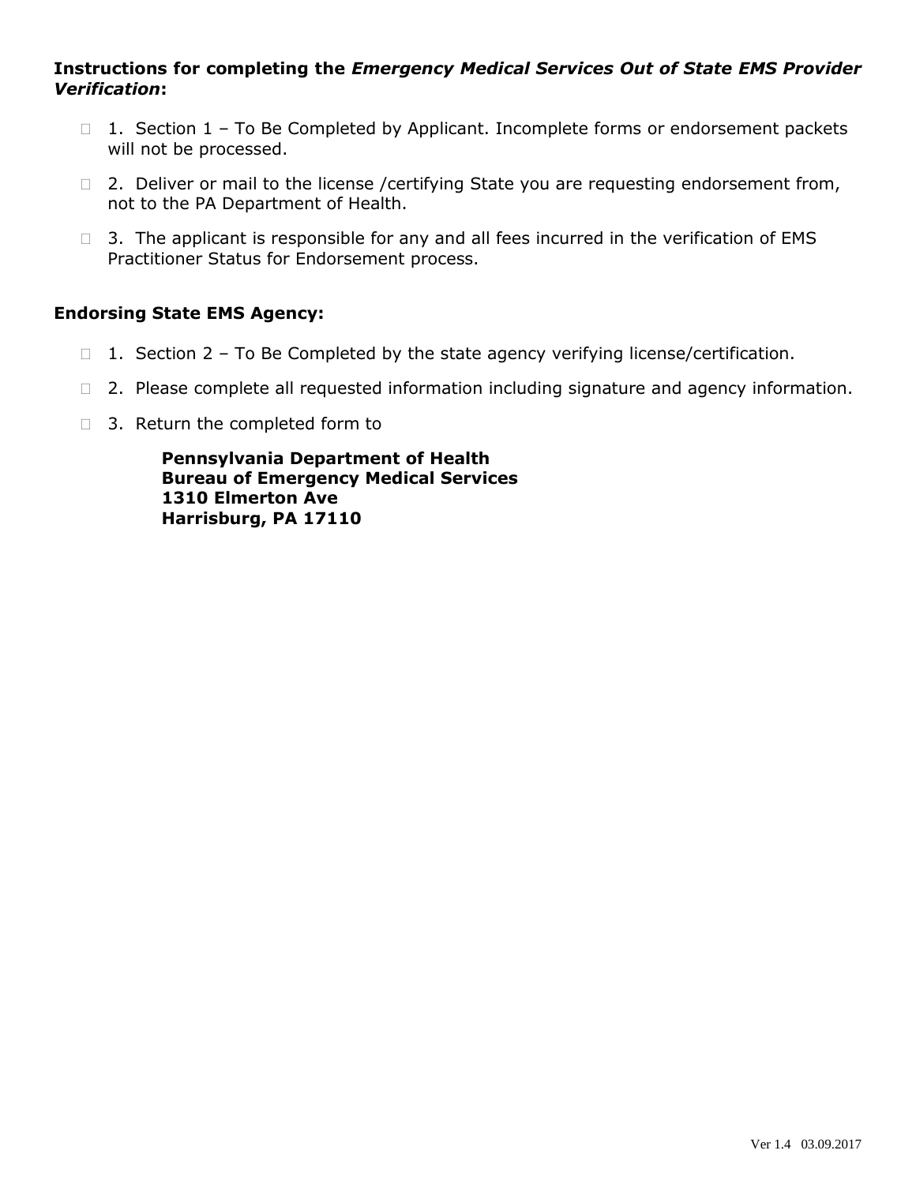**Instructions for completing the *Emergency Medical Services Out of State EMS Provider Verification*:**

- ☐ 1. Section 1 – To Be Completed by Applicant. Incomplete forms or endorsement packets will not be processed.
- ☐ 2. Deliver or mail to the license /certifying State you are requesting endorsement from, not to the PA Department of Health.
- ☐ 3. The applicant is responsible for any and all fees incurred in the verification of EMS Practitioner Status for Endorsement process.

**Endorsing State EMS Agency:**

- ☐ 1. Section 2 – To Be Completed by the state agency verifying license/certification.
- ☐ 2. Please complete all requested information including signature and agency information.
- ☐ 3. Return the completed form to

  **Pennsylvania Department of Health**
  **Bureau of Emergency Medical Services**
  **1310 Elmerton Ave**
  **Harrisburg, PA 17110**

Ver 1.4 03.09.2017